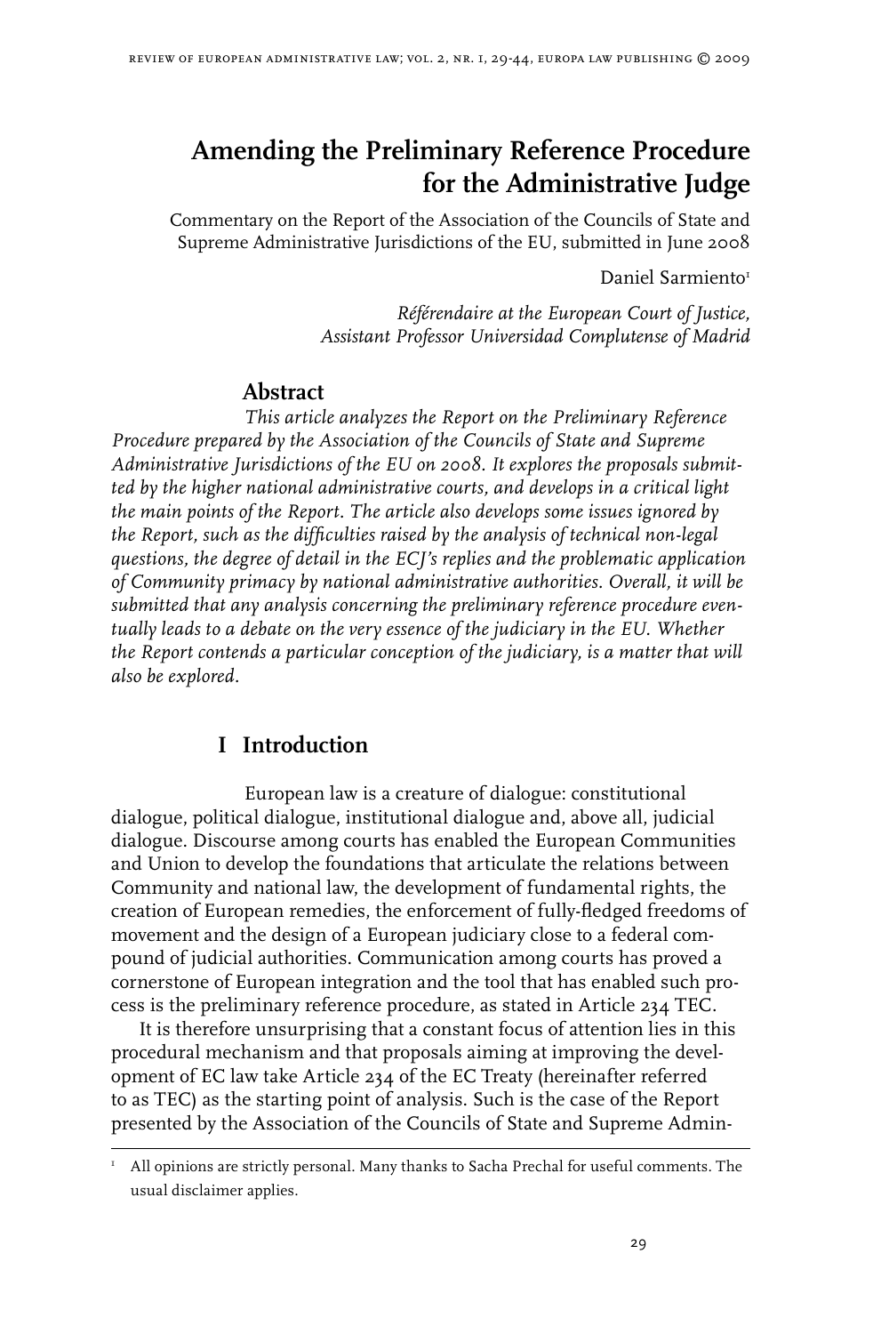# Amending the Preliminary Reference Procedure for the Administrative Judge

Commentary on the Report of the Association of the Councils of State and Supreme Administrative Jurisdictions of the EU, submitted in June 2008

Daniel Sarmiento[1]

*Référendaire at the European Court of Justice, Assistant Professor Universidad Complutense of Madrid*

## Abstract

*This article analyzes the Report on the Preliminary Reference Procedure prepared by the Association of the Councils of State and Supreme Administrative Jurisdictions of the EU on 2008. It explores the proposals submitted by the higher national administrative courts, and develops in a critical light the main points of the Report. The article also develops some issues ignored by the Report, such as the difficulties raised by the analysis of technical non-legal questions, the degree of detail in the ECJ's replies and the problematic application of Community primacy by national administrative authorities. Overall, it will be submitted that any analysis concerning the preliminary reference procedure eventually leads to a debate on the very essence of the judiciary in the EU. Whether the Report contends a particular conception of the judiciary, is a matter that will also be explored.*

## I Introduction

European law is a creature of dialogue: constitutional dialogue, political dialogue, institutional dialogue and, above all, judicial dialogue. Discourse among courts has enabled the European Communities and Union to develop the foundations that articulate the relations between Community and national law, the development of fundamental rights, the creation of European remedies, the enforcement of fully-fledged freedoms of movement and the design of a European judiciary close to a federal compound of judicial authorities. Communication among courts has proved a cornerstone of European integration and the tool that has enabled such process is the preliminary reference procedure, as stated in Article 234 TEC.

It is therefore unsurprising that a constant focus of attention lies in this procedural mechanism and that proposals aiming at improving the development of EC law take Article 234 of the EC Treaty (hereinafter referred to as TEC) as the starting point of analysis. Such is the case of the Report presented by the Association of the Councils of State and Supreme Admin-

[1] All opinions are strictly personal. Many thanks to Sacha Prechal for useful comments. The usual disclaimer applies.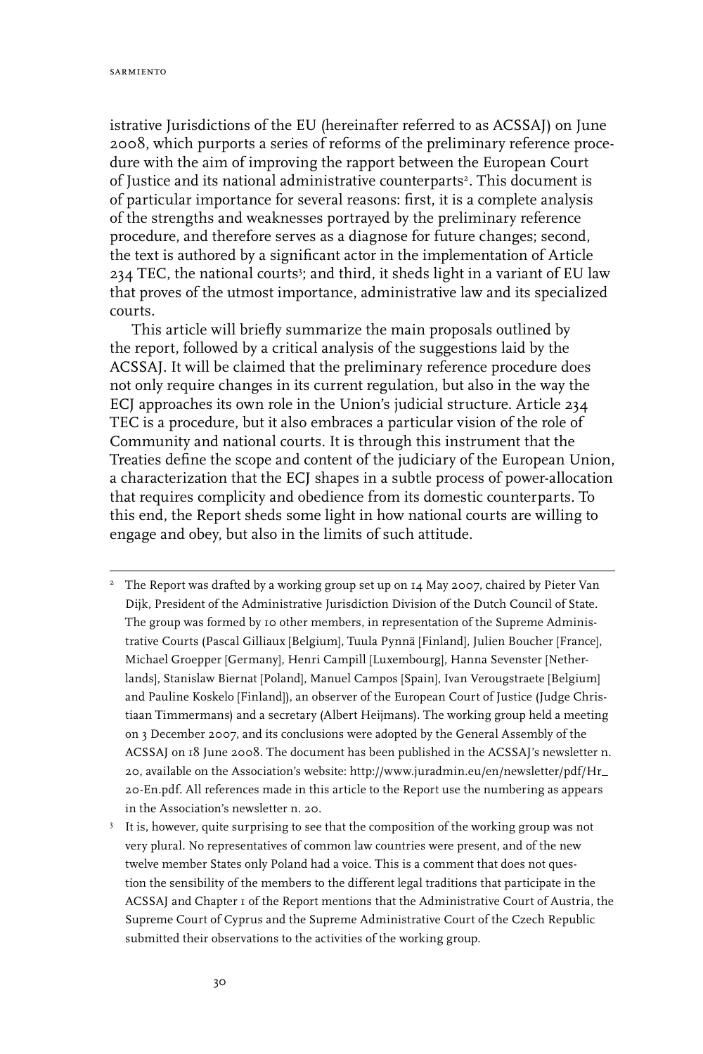istrative Jurisdictions of the EU (hereinafter referred to as ACSSAJ) on June 2008, which purports a series of reforms of the preliminary reference procedure with the aim of improving the rapport between the European Court of Justice and its national administrative counterparts[2]. This document is of particular importance for several reasons: first, it is a complete analysis of the strengths and weaknesses portrayed by the preliminary reference procedure, and therefore serves as a diagnose for future changes; second, the text is authored by a significant actor in the implementation of Article 234 TEC, the national courts[3]; and third, it sheds light in a variant of EU law that proves of the utmost importance, administrative law and its specialized courts.

This article will briefly summarize the main proposals outlined by the report, followed by a critical analysis of the suggestions laid by the ACSSAJ. It will be claimed that the preliminary reference procedure does not only require changes in its current regulation, but also in the way the ECJ approaches its own role in the Union's judicial structure. Article 234 TEC is a procedure, but it also embraces a particular vision of the role of Community and national courts. It is through this instrument that the Treaties define the scope and content of the judiciary of the European Union, a characterization that the ECJ shapes in a subtle process of power-allocation that requires complicity and obedience from its domestic counterparts. To this end, the Report sheds some light in how national courts are willing to engage and obey, but also in the limits of such attitude.

---

[2] The Report was drafted by a working group set up on 14 May 2007, chaired by Pieter Van Dijk, President of the Administrative Jurisdiction Division of the Dutch Council of State. The group was formed by 10 other members, in representation of the Supreme Administrative Courts (Pascal Gilliaux [Belgium], Tuula Pynnä [Finland], Julien Boucher [France], Michael Groepper [Germany], Henri Campill [Luxembourg], Hanna Sevenster [Netherlands], Stanislaw Biernat [Poland], Manuel Campos [Spain], Ivan Verougstraete [Belgium] and Pauline Koskelo [Finland]), an observer of the European Court of Justice (Judge Christiaan Timmermans) and a secretary (Albert Heijmans). The working group held a meeting on 3 December 2007, and its conclusions were adopted by the General Assembly of the ACSSAJ on 18 June 2008. The document has been published in the ACSSAJ's newsletter n. 20, available on the Association's website: http://www.juradmin.eu/en/newsletter/pdf/Hr_20-En.pdf. All references made in this article to the Report use the numbering as appears in the Association's newsletter n. 20.

[3] It is, however, quite surprising to see that the composition of the working group was not very plural. No representatives of common law countries were present, and of the new twelve member States only Poland had a voice. This is a comment that does not question the sensibility of the members to the different legal traditions that participate in the ACSSAJ and Chapter 1 of the Report mentions that the Administrative Court of Austria, the Supreme Court of Cyprus and the Supreme Administrative Court of the Czech Republic submitted their observations to the activities of the working group.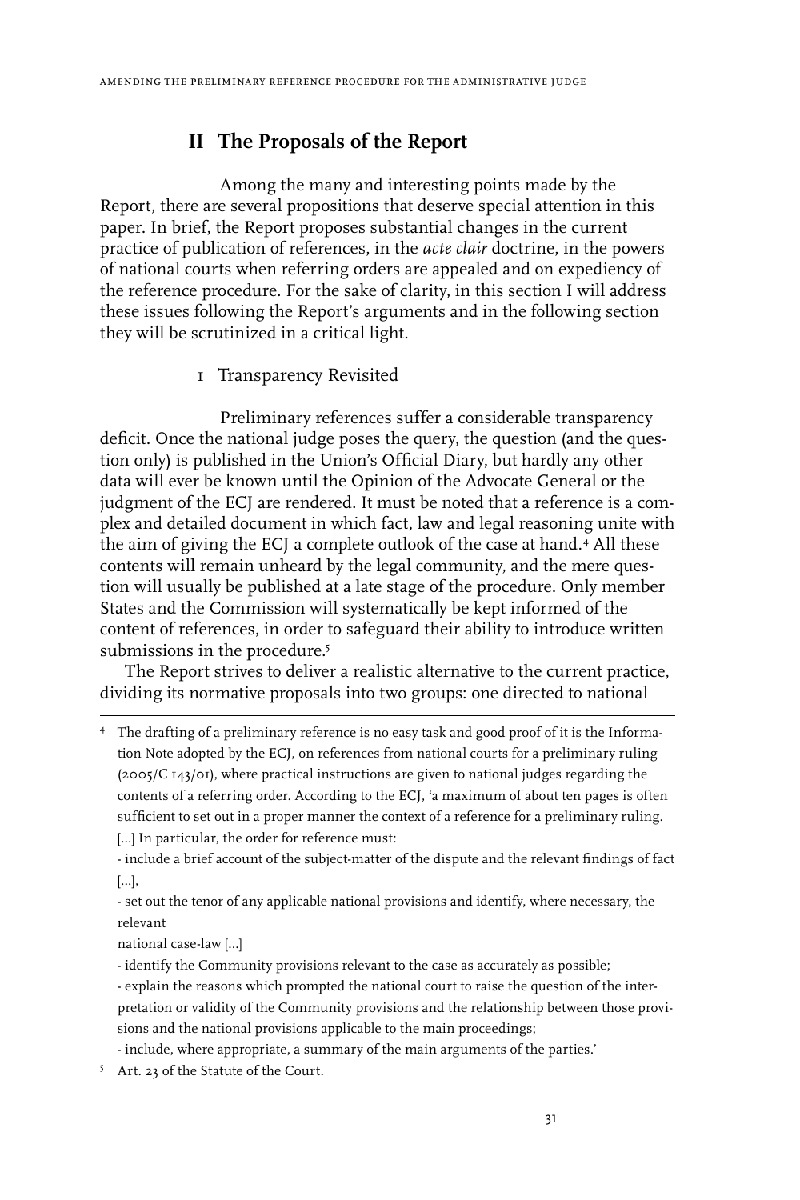## II The Proposals of the Report

Among the many and interesting points made by the Report, there are several propositions that deserve special attention in this paper. In brief, the Report proposes substantial changes in the current practice of publication of references, in the *acte clair* doctrine, in the powers of national courts when referring orders are appealed and on expediency of the reference procedure. For the sake of clarity, in this section I will address these issues following the Report's arguments and in the following section they will be scrutinized in a critical light.

### 1 Transparency Revisited

Preliminary references suffer a considerable transparency deficit. Once the national judge poses the query, the question (and the question only) is published in the Union's Official Diary, but hardly any other data will ever be known until the Opinion of the Advocate General or the judgment of the ECJ are rendered. It must be noted that a reference is a complex and detailed document in which fact, law and legal reasoning unite with the aim of giving the ECJ a complete outlook of the case at hand.[4] All these contents will remain unheard by the legal community, and the mere question will usually be published at a late stage of the procedure. Only member States and the Commission will systematically be kept informed of the content of references, in order to safeguard their ability to introduce written submissions in the procedure.[5]

The Report strives to deliver a realistic alternative to the current practice, dividing its normative proposals into two groups: one directed to national

---

[4] The drafting of a preliminary reference is no easy task and good proof of it is the Information Note adopted by the ECJ, on references from national courts for a preliminary ruling (2005/C 143/01), where practical instructions are given to national judges regarding the contents of a referring order. According to the ECJ, 'a maximum of about ten pages is often sufficient to set out in a proper manner the context of a reference for a preliminary ruling. [...] In particular, the order for reference must:

- include a brief account of the subject-matter of the dispute and the relevant findings of fact [...],
- set out the tenor of any applicable national provisions and identify, where necessary, the relevant national case-law [...]
- identify the Community provisions relevant to the case as accurately as possible;
- explain the reasons which prompted the national court to raise the question of the interpretation or validity of the Community provisions and the relationship between those provisions and the national provisions applicable to the main proceedings;
- include, where appropriate, a summary of the main arguments of the parties.'

[5] Art. 23 of the Statute of the Court.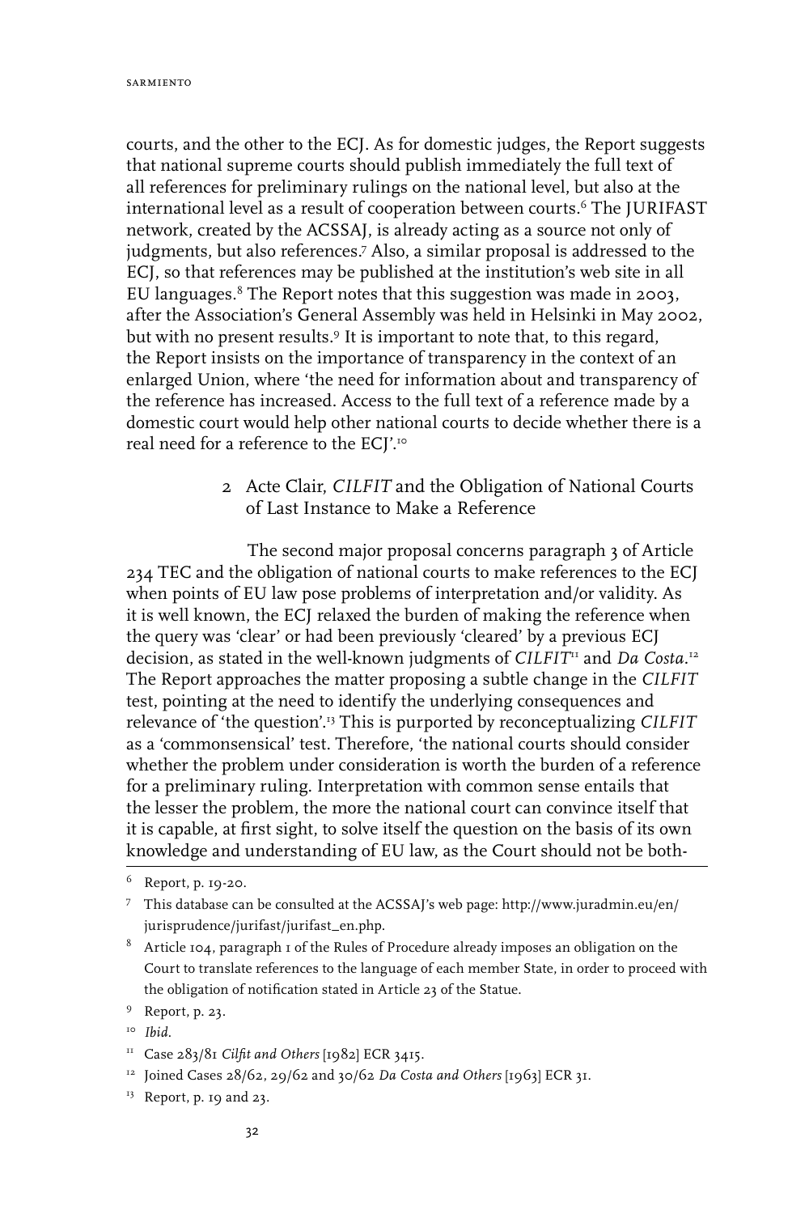courts, and the other to the ECJ. As for domestic judges, the Report suggests that national supreme courts should publish immediately the full text of all references for preliminary rulings on the national level, but also at the international level as a result of cooperation between courts.[6] The JURIFAST network, created by the ACSSAJ, is already acting as a source not only of judgments, but also references.[7] Also, a similar proposal is addressed to the ECJ, so that references may be published at the institution's web site in all EU languages.[8] The Report notes that this suggestion was made in 2003, after the Association's General Assembly was held in Helsinki in May 2002, but with no present results.[9] It is important to note that, to this regard, the Report insists on the importance of transparency in the context of an enlarged Union, where 'the need for information about and transparency of the reference has increased. Access to the full text of a reference made by a domestic court would help other national courts to decide whether there is a real need for a reference to the ECJ'.[10]

## 2 Acte Clair, *CILFIT* and the Obligation of National Courts of Last Instance to Make a Reference

The second major proposal concerns paragraph 3 of Article 234 TEC and the obligation of national courts to make references to the ECJ when points of EU law pose problems of interpretation and/or validity. As it is well known, the ECJ relaxed the burden of making the reference when the query was 'clear' or had been previously 'cleared' by a previous ECJ decision, as stated in the well-known judgments of *CILFIT*[11] and *Da Costa*.[12] The Report approaches the matter proposing a subtle change in the *CILFIT* test, pointing at the need to identify the underlying consequences and relevance of 'the question'.[13] This is purported by reconceptualizing *CILFIT* as a 'commonsensical' test. Therefore, 'the national courts should consider whether the problem under consideration is worth the burden of a reference for a preliminary ruling. Interpretation with common sense entails that the lesser the problem, the more the national court can convince itself that it is capable, at first sight, to solve itself the question on the basis of its own knowledge and understanding of EU law, as the Court should not be both-

---

[6] Report, p. 19-20.

[7] This database can be consulted at the ACSSAJ's web page: http://www.juradmin.eu/en/jurisprudence/jurifast/jurifast_en.php.

[8] Article 104, paragraph 1 of the Rules of Procedure already imposes an obligation on the Court to translate references to the language of each member State, in order to proceed with the obligation of notification stated in Article 23 of the Statue.

[9] Report, p. 23.

[10] *Ibid.*

[11] Case 283/81 *Cilfit and Others* [1982] ECR 3415.

[12] Joined Cases 28/62, 29/62 and 30/62 *Da Costa and Others* [1963] ECR 31.

[13] Report, p. 19 and 23.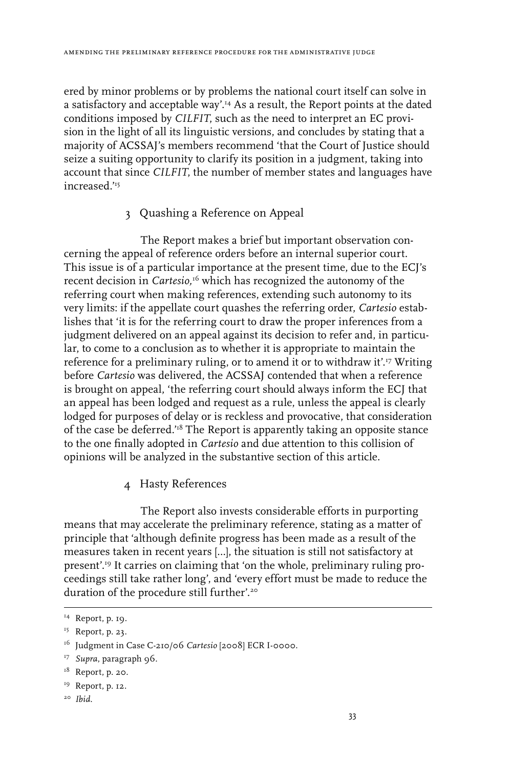ered by minor problems or by problems the national court itself can solve in a satisfactory and acceptable way'.[14] As a result, the Report points at the dated conditions imposed by *CILFIT*, such as the need to interpret an EC provision in the light of all its linguistic versions, and concludes by stating that a majority of ACSSAJ's members recommend 'that the Court of Justice should seize a suiting opportunity to clarify its position in a judgment, taking into account that since *CILFIT*, the number of member states and languages have increased.'[15]

## 3 Quashing a Reference on Appeal

The Report makes a brief but important observation concerning the appeal of reference orders before an internal superior court. This issue is of a particular importance at the present time, due to the ECJ's recent decision in *Cartesio,*[16] which has recognized the autonomy of the referring court when making references, extending such autonomy to its very limits: if the appellate court quashes the referring order, *Cartesio* establishes that 'it is for the referring court to draw the proper inferences from a judgment delivered on an appeal against its decision to refer and, in particular, to come to a conclusion as to whether it is appropriate to maintain the reference for a preliminary ruling, or to amend it or to withdraw it'.[17] Writing before *Cartesio* was delivered, the ACSSAJ contended that when a reference is brought on appeal, 'the referring court should always inform the ECJ that an appeal has been lodged and request as a rule, unless the appeal is clearly lodged for purposes of delay or is reckless and provocative, that consideration of the case be deferred.'[18] The Report is apparently taking an opposite stance to the one finally adopted in *Cartesio* and due attention to this collision of opinions will be analyzed in the substantive section of this article.

## 4 Hasty References

The Report also invests considerable efforts in purporting means that may accelerate the preliminary reference, stating as a matter of principle that 'although definite progress has been made as a result of the measures taken in recent years [...], the situation is still not satisfactory at present'.[19] It carries on claiming that 'on the whole, preliminary ruling proceedings still take rather long', and 'every effort must be made to reduce the duration of the procedure still further'.[20]

---

[14] Report, p. 19.

[15] Report, p. 23.

[16] Judgment in Case C-210/06 *Cartesio* [2008] ECR I-0000.

[17] *Supra*, paragraph 96.

[18] Report, p. 20.

[19] Report, p. 12.

[20] *Ibid.*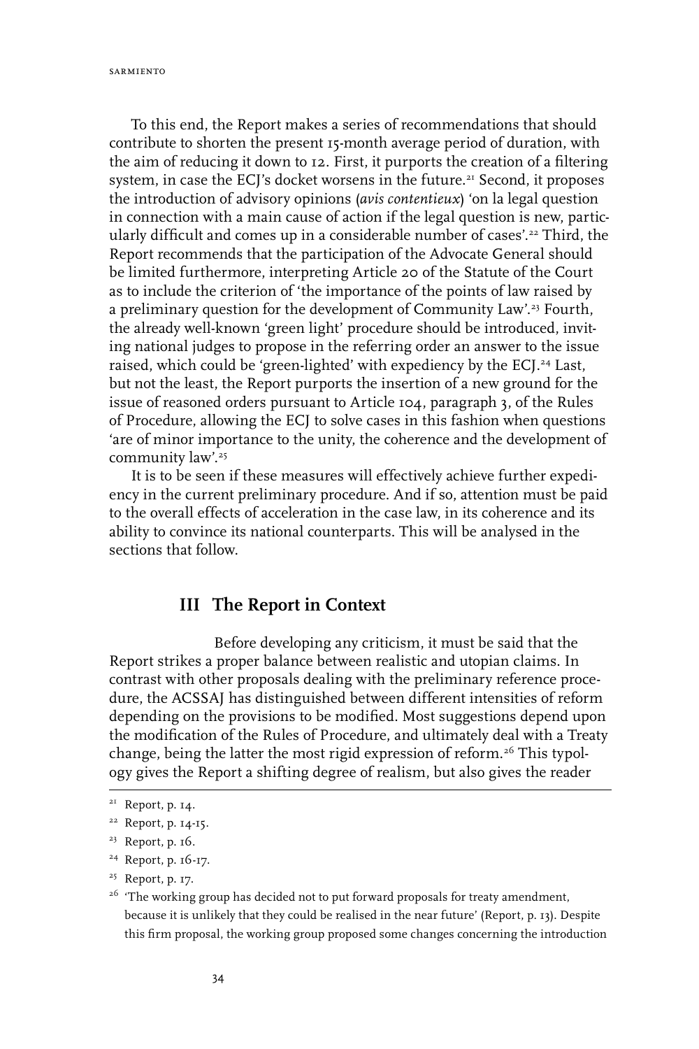To this end, the Report makes a series of recommendations that should contribute to shorten the present 15-month average period of duration, with the aim of reducing it down to 12. First, it purports the creation of a filtering system, in case the ECJ's docket worsens in the future.[21] Second, it proposes the introduction of advisory opinions (*avis contentieux*) 'on la legal question in connection with a main cause of action if the legal question is new, particularly difficult and comes up in a considerable number of cases'.[22] Third, the Report recommends that the participation of the Advocate General should be limited furthermore, interpreting Article 20 of the Statute of the Court as to include the criterion of 'the importance of the points of law raised by a preliminary question for the development of Community Law'.[23] Fourth, the already well-known 'green light' procedure should be introduced, inviting national judges to propose in the referring order an answer to the issue raised, which could be 'green-lighted' with expediency by the ECJ.[24] Last, but not the least, the Report purports the insertion of a new ground for the issue of reasoned orders pursuant to Article 104, paragraph 3, of the Rules of Procedure, allowing the ECJ to solve cases in this fashion when questions 'are of minor importance to the unity, the coherence and the development of community law'.[25]

It is to be seen if these measures will effectively achieve further expediency in the current preliminary procedure. And if so, attention must be paid to the overall effects of acceleration in the case law, in its coherence and its ability to convince its national counterparts. This will be analysed in the sections that follow.

## III The Report in Context

Before developing any criticism, it must be said that the Report strikes a proper balance between realistic and utopian claims. In contrast with other proposals dealing with the preliminary reference procedure, the ACSSAJ has distinguished between different intensities of reform depending on the provisions to be modified. Most suggestions depend upon the modification of the Rules of Procedure, and ultimately deal with a Treaty change, being the latter the most rigid expression of reform.[26] This typology gives the Report a shifting degree of realism, but also gives the reader

---

[21] Report, p. 14.

[22] Report, p. 14-15.

[23] Report, p. 16.

[24] Report, p. 16-17.

[25] Report, p. 17.

[26] 'The working group has decided not to put forward proposals for treaty amendment, because it is unlikely that they could be realised in the near future' (Report, p. 13). Despite this firm proposal, the working group proposed some changes concerning the introduction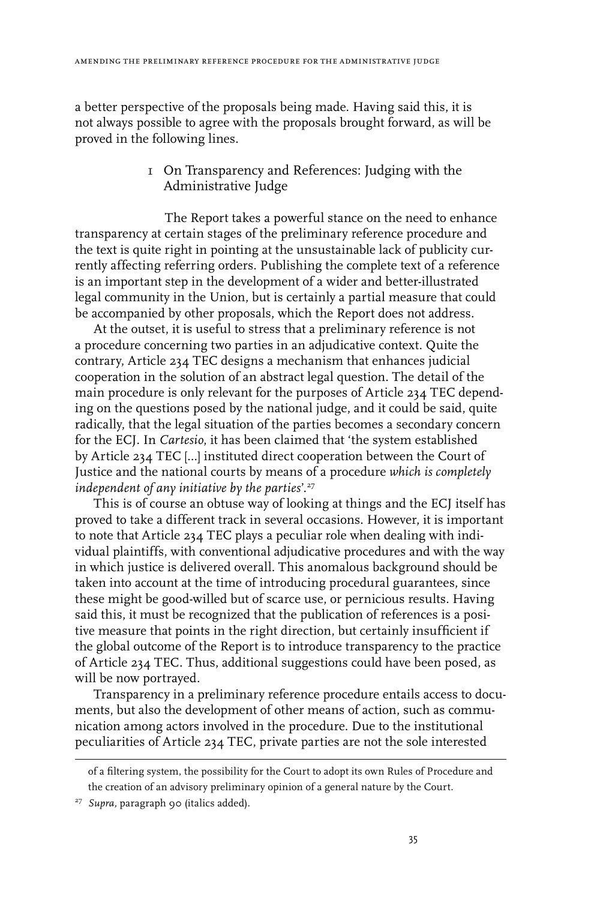a better perspective of the proposals being made. Having said this, it is not always possible to agree with the proposals brought forward, as will be proved in the following lines.

## 1 On Transparency and References: Judging with the Administrative Judge

The Report takes a powerful stance on the need to enhance transparency at certain stages of the preliminary reference procedure and the text is quite right in pointing at the unsustainable lack of publicity currently affecting referring orders. Publishing the complete text of a reference is an important step in the development of a wider and better-illustrated legal community in the Union, but is certainly a partial measure that could be accompanied by other proposals, which the Report does not address.

At the outset, it is useful to stress that a preliminary reference is not a procedure concerning two parties in an adjudicative context. Quite the contrary, Article 234 TEC designs a mechanism that enhances judicial cooperation in the solution of an abstract legal question. The detail of the main procedure is only relevant for the purposes of Article 234 TEC depending on the questions posed by the national judge, and it could be said, quite radically, that the legal situation of the parties becomes a secondary concern for the ECJ. In *Cartesio*, it has been claimed that 'the system established by Article 234 TEC [...] instituted direct cooperation between the Court of Justice and the national courts by means of a procedure *which is completely independent of any initiative by the parties*'.[27]

This is of course an obtuse way of looking at things and the ECJ itself has proved to take a different track in several occasions. However, it is important to note that Article 234 TEC plays a peculiar role when dealing with individual plaintiffs, with conventional adjudicative procedures and with the way in which justice is delivered overall. This anomalous background should be taken into account at the time of introducing procedural guarantees, since these might be good-willed but of scarce use, or pernicious results. Having said this, it must be recognized that the publication of references is a positive measure that points in the right direction, but certainly insufficient if the global outcome of the Report is to introduce transparency to the practice of Article 234 TEC. Thus, additional suggestions could have been posed, as will be now portrayed.

Transparency in a preliminary reference procedure entails access to documents, but also the development of other means of action, such as communication among actors involved in the procedure. Due to the institutional peculiarities of Article 234 TEC, private parties are not the sole interested

---

of a filtering system, the possibility for the Court to adopt its own Rules of Procedure and the creation of an advisory preliminary opinion of a general nature by the Court.

[27] *Supra*, paragraph 90 (italics added).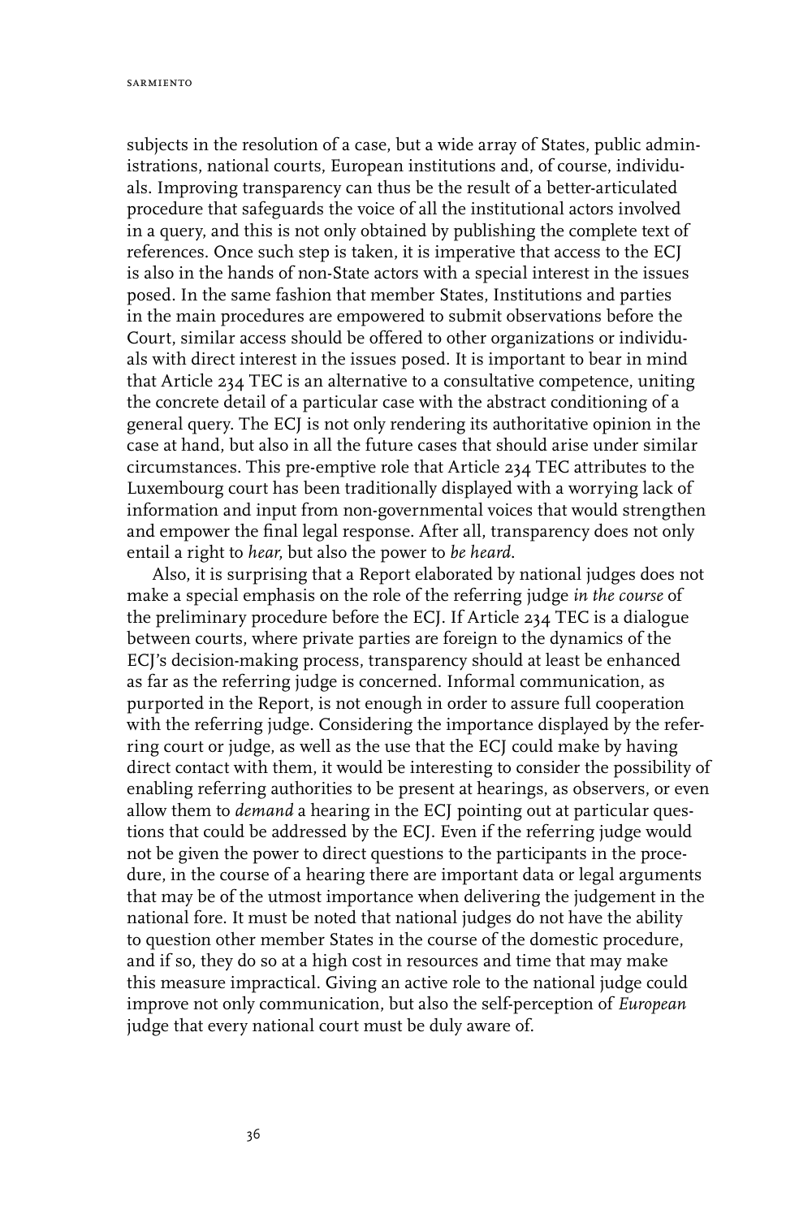subjects in the resolution of a case, but a wide array of States, public administrations, national courts, European institutions and, of course, individuals. Improving transparency can thus be the result of a better-articulated procedure that safeguards the voice of all the institutional actors involved in a query, and this is not only obtained by publishing the complete text of references. Once such step is taken, it is imperative that access to the ECJ is also in the hands of non-State actors with a special interest in the issues posed. In the same fashion that member States, Institutions and parties in the main procedures are empowered to submit observations before the Court, similar access should be offered to other organizations or individuals with direct interest in the issues posed. It is important to bear in mind that Article 234 TEC is an alternative to a consultative competence, uniting the concrete detail of a particular case with the abstract conditioning of a general query. The ECJ is not only rendering its authoritative opinion in the case at hand, but also in all the future cases that should arise under similar circumstances. This pre-emptive role that Article 234 TEC attributes to the Luxembourg court has been traditionally displayed with a worrying lack of information and input from non-governmental voices that would strengthen and empower the final legal response. After all, transparency does not only entail a right to *hear*, but also the power to *be heard*.

Also, it is surprising that a Report elaborated by national judges does not make a special emphasis on the role of the referring judge *in the course* of the preliminary procedure before the ECJ. If Article 234 TEC is a dialogue between courts, where private parties are foreign to the dynamics of the ECJ's decision-making process, transparency should at least be enhanced as far as the referring judge is concerned. Informal communication, as purported in the Report, is not enough in order to assure full cooperation with the referring judge. Considering the importance displayed by the referring court or judge, as well as the use that the ECJ could make by having direct contact with them, it would be interesting to consider the possibility of enabling referring authorities to be present at hearings, as observers, or even allow them to *demand* a hearing in the ECJ pointing out at particular questions that could be addressed by the ECJ. Even if the referring judge would not be given the power to direct questions to the participants in the procedure, in the course of a hearing there are important data or legal arguments that may be of the utmost importance when delivering the judgement in the national fore. It must be noted that national judges do not have the ability to question other member States in the course of the domestic procedure, and if so, they do so at a high cost in resources and time that may make this measure impractical. Giving an active role to the national judge could improve not only communication, but also the self-perception of *European* judge that every national court must be duly aware of.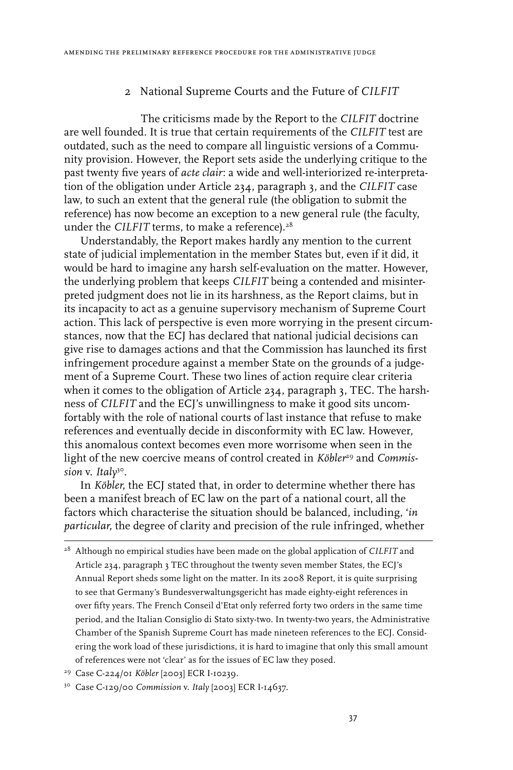## 2 National Supreme Courts and the Future of *CILFIT*

The criticisms made by the Report to the *CILFIT* doctrine are well founded. It is true that certain requirements of the *CILFIT* test are outdated, such as the need to compare all linguistic versions of a Community provision. However, the Report sets aside the underlying critique to the past twenty five years of *acte clair*: a wide and well-interiorized re-interpretation of the obligation under Article 234, paragraph 3, and the *CILFIT* case law, to such an extent that the general rule (the obligation to submit the reference) has now become an exception to a new general rule (the faculty, under the *CILFIT* terms, to make a reference).[28]

Understandably, the Report makes hardly any mention to the current state of judicial implementation in the member States but, even if it did, it would be hard to imagine any harsh self-evaluation on the matter. However, the underlying problem that keeps *CILFIT* being a contended and misinterpreted judgment does not lie in its harshness, as the Report claims, but in its incapacity to act as a genuine supervisory mechanism of Supreme Court action. This lack of perspective is even more worrying in the present circumstances, now that the ECJ has declared that national judicial decisions can give rise to damages actions and that the Commission has launched its first infringement procedure against a member State on the grounds of a judgement of a Supreme Court. These two lines of action require clear criteria when it comes to the obligation of Article 234, paragraph 3, TEC. The harshness of *CILFIT* and the ECJ's unwillingness to make it good sits uncomfortably with the role of national courts of last instance that refuse to make references and eventually decide in disconformity with EC law. However, this anomalous context becomes even more worrisome when seen in the light of the new coercive means of control created in *Köbler*[29] and *Commission* v. *Italy*[30].

In *Köbler*, the ECJ stated that, in order to determine whether there has been a manifest breach of EC law on the part of a national court, all the factors which characterise the situation should be balanced, including, '*in particular*, the degree of clarity and precision of the rule infringed, whether

---

[28] Although no empirical studies have been made on the global application of *CILFIT* and Article 234, paragraph 3 TEC throughout the twenty seven member States, the ECJ's Annual Report sheds some light on the matter. In its 2008 Report, it is quite surprising to see that Germany's Bundesverwaltungsgericht has made eighty-eight references in over fifty years. The French Conseil d'Etat only referred forty two orders in the same time period, and the Italian Consiglio di Stato sixty-two. In twenty-two years, the Administrative Chamber of the Spanish Supreme Court has made nineteen references to the ECJ. Considering the work load of these jurisdictions, it is hard to imagine that only this small amount of references were not 'clear' as for the issues of EC law they posed.

[29] Case C-224/01 *Köbler* [2003] ECR I-10239.

[30] Case C-129/00 *Commission* v. *Italy* [2003] ECR I-14637.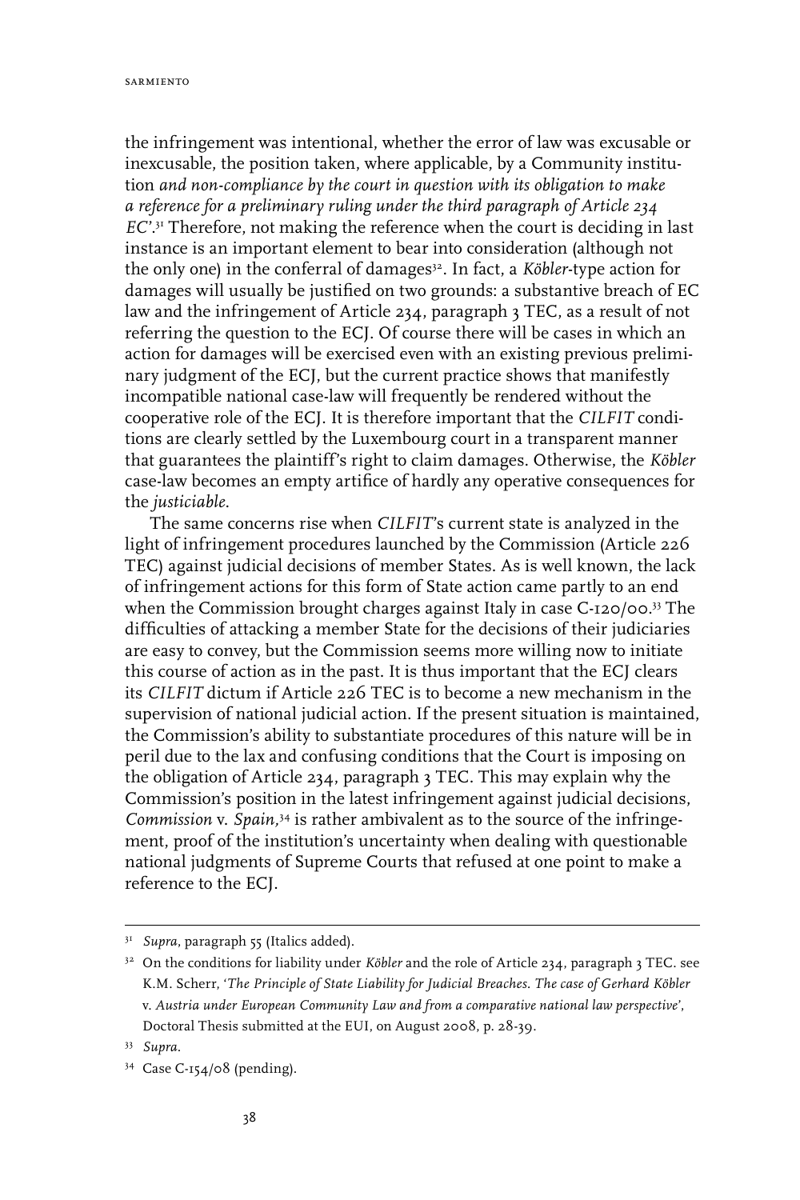the infringement was intentional, whether the error of law was excusable or inexcusable, the position taken, where applicable, by a Community institution *and non-compliance by the court in question with its obligation to make a reference for a preliminary ruling under the third paragraph of Article 234 EC*'.[31] Therefore, not making the reference when the court is deciding in last instance is an important element to bear into consideration (although not the only one) in the conferral of damages[32]. In fact, a *Köbler*-type action for damages will usually be justified on two grounds: a substantive breach of EC law and the infringement of Article 234, paragraph 3 TEC, as a result of not referring the question to the ECJ. Of course there will be cases in which an action for damages will be exercised even with an existing previous preliminary judgment of the ECJ, but the current practice shows that manifestly incompatible national case-law will frequently be rendered without the cooperative role of the ECJ. It is therefore important that the *CILFIT* conditions are clearly settled by the Luxembourg court in a transparent manner that guarantees the plaintiff's right to claim damages. Otherwise, the *Köbler* case-law becomes an empty artifice of hardly any operative consequences for the *justiciable*.

The same concerns rise when *CILFIT*'s current state is analyzed in the light of infringement procedures launched by the Commission (Article 226 TEC) against judicial decisions of member States. As is well known, the lack of infringement actions for this form of State action came partly to an end when the Commission brought charges against Italy in case C-120/00.[33] The difficulties of attacking a member State for the decisions of their judiciaries are easy to convey, but the Commission seems more willing now to initiate this course of action as in the past. It is thus important that the ECJ clears its *CILFIT* dictum if Article 226 TEC is to become a new mechanism in the supervision of national judicial action. If the present situation is maintained, the Commission's ability to substantiate procedures of this nature will be in peril due to the lax and confusing conditions that the Court is imposing on the obligation of Article 234, paragraph 3 TEC. This may explain why the Commission's position in the latest infringement against judicial decisions, *Commission* v. *Spain*,[34] is rather ambivalent as to the source of the infringement, proof of the institution's uncertainty when dealing with questionable national judgments of Supreme Courts that refused at one point to make a reference to the ECJ.

---

[31] *Supra*, paragraph 55 (Italics added).

[32] On the conditions for liability under *Köbler* and the role of Article 234, paragraph 3 TEC. see K.M. Scherr, '*The Principle of State Liability for Judicial Breaches. The case of Gerhard Köbler* v. *Austria under European Community Law and from a comparative national law perspective*', Doctoral Thesis submitted at the EUI, on August 2008, p. 28-39.

[33] *Supra*.

[34] Case C-154/08 (pending).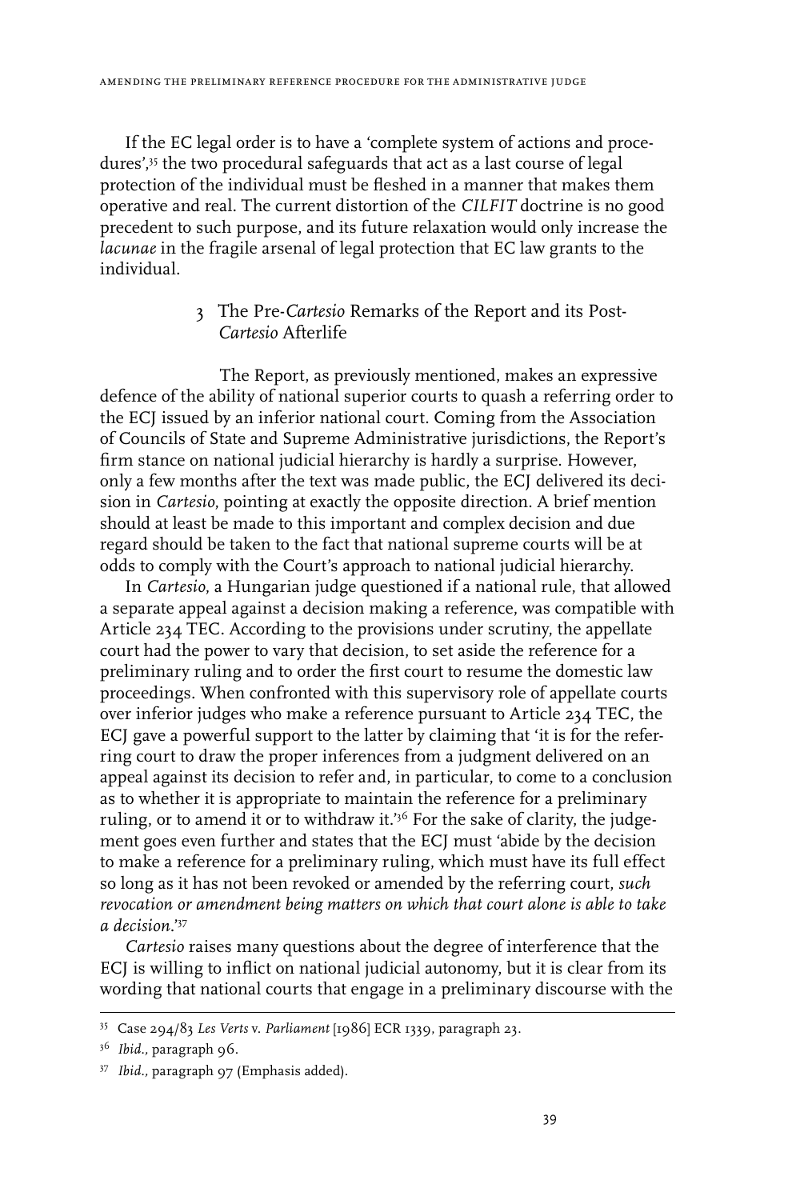If the EC legal order is to have a 'complete system of actions and procedures',[35] the two procedural safeguards that act as a last course of legal protection of the individual must be fleshed in a manner that makes them operative and real. The current distortion of the *CILFIT* doctrine is no good precedent to such purpose, and its future relaxation would only increase the *lacunae* in the fragile arsenal of legal protection that EC law grants to the individual.

### 3 The Pre-*Cartesio* Remarks of the Report and its Post-*Cartesio* Afterlife

The Report, as previously mentioned, makes an expressive defence of the ability of national superior courts to quash a referring order to the ECJ issued by an inferior national court. Coming from the Association of Councils of State and Supreme Administrative jurisdictions, the Report's firm stance on national judicial hierarchy is hardly a surprise. However, only a few months after the text was made public, the ECJ delivered its decision in *Cartesio*, pointing at exactly the opposite direction. A brief mention should at least be made to this important and complex decision and due regard should be taken to the fact that national supreme courts will be at odds to comply with the Court's approach to national judicial hierarchy.

In *Cartesio*, a Hungarian judge questioned if a national rule, that allowed a separate appeal against a decision making a reference, was compatible with Article 234 TEC. According to the provisions under scrutiny, the appellate court had the power to vary that decision, to set aside the reference for a preliminary ruling and to order the first court to resume the domestic law proceedings. When confronted with this supervisory role of appellate courts over inferior judges who make a reference pursuant to Article 234 TEC, the ECJ gave a powerful support to the latter by claiming that 'it is for the referring court to draw the proper inferences from a judgment delivered on an appeal against its decision to refer and, in particular, to come to a conclusion as to whether it is appropriate to maintain the reference for a preliminary ruling, or to amend it or to withdraw it.'[36] For the sake of clarity, the judgement goes even further and states that the ECJ must 'abide by the decision to make a reference for a preliminary ruling, which must have its full effect so long as it has not been revoked or amended by the referring court, *such revocation or amendment being matters on which that court alone is able to take a decision*.'[37]

*Cartesio* raises many questions about the degree of interference that the ECJ is willing to inflict on national judicial autonomy, but it is clear from its wording that national courts that engage in a preliminary discourse with the

---

[35] Case 294/83 *Les Verts* v. *Parliament* [1986] ECR 1339, paragraph 23.

[36] *Ibid.*, paragraph 96.

[37] *Ibid.*, paragraph 97 (Emphasis added).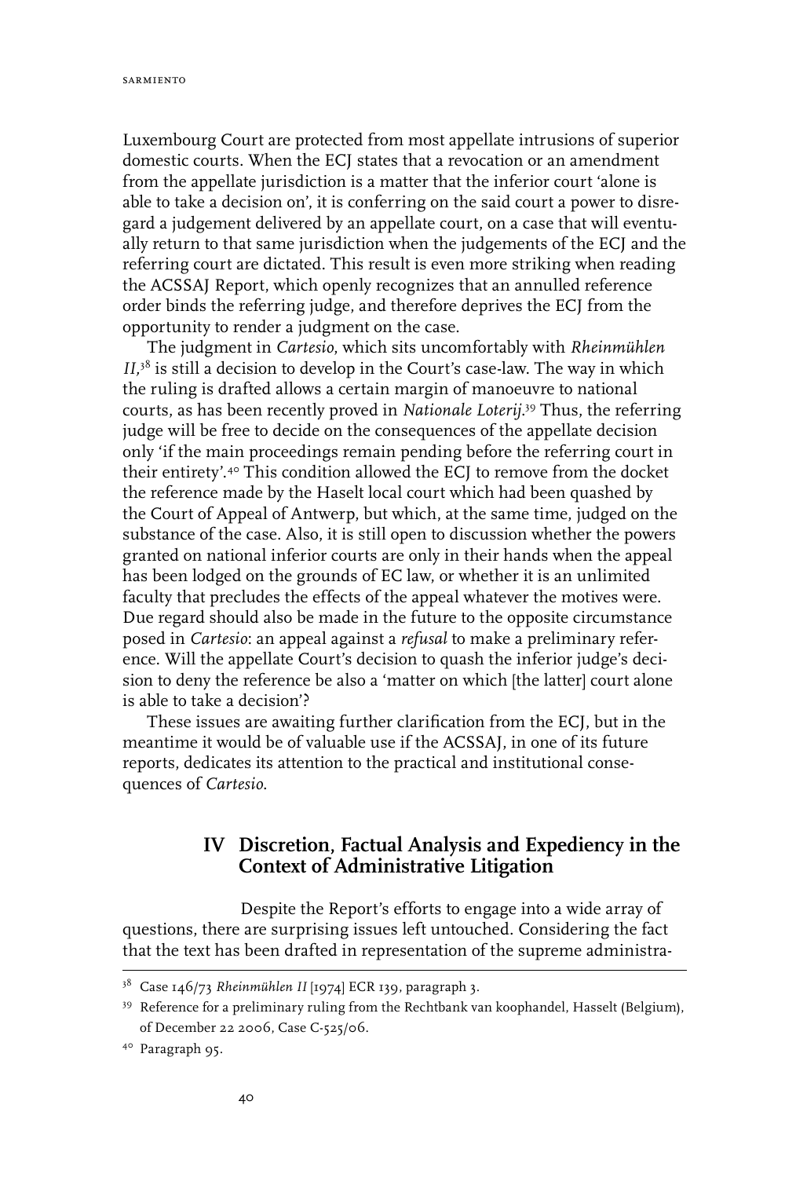Luxembourg Court are protected from most appellate intrusions of superior domestic courts. When the ECJ states that a revocation or an amendment from the appellate jurisdiction is a matter that the inferior court 'alone is able to take a decision on', it is conferring on the said court a power to disregard a judgement delivered by an appellate court, on a case that will eventually return to that same jurisdiction when the judgements of the ECJ and the referring court are dictated. This result is even more striking when reading the ACSSAJ Report, which openly recognizes that an annulled reference order binds the referring judge, and therefore deprives the ECJ from the opportunity to render a judgment on the case.

The judgment in *Cartesio*, which sits uncomfortably with *Rheinmühlen II*,[38] is still a decision to develop in the Court's case-law. The way in which the ruling is drafted allows a certain margin of manoeuvre to national courts, as has been recently proved in *Nationale Loterij*.[39] Thus, the referring judge will be free to decide on the consequences of the appellate decision only 'if the main proceedings remain pending before the referring court in their entirety'.[40] This condition allowed the ECJ to remove from the docket the reference made by the Haselt local court which had been quashed by the Court of Appeal of Antwerp, but which, at the same time, judged on the substance of the case. Also, it is still open to discussion whether the powers granted on national inferior courts are only in their hands when the appeal has been lodged on the grounds of EC law, or whether it is an unlimited faculty that precludes the effects of the appeal whatever the motives were. Due regard should also be made in the future to the opposite circumstance posed in *Cartesio*: an appeal against a *refusal* to make a preliminary reference. Will the appellate Court's decision to quash the inferior judge's decision to deny the reference be also a 'matter on which [the latter] court alone is able to take a decision'?

These issues are awaiting further clarification from the ECJ, but in the meantime it would be of valuable use if the ACSSAJ, in one of its future reports, dedicates its attention to the practical and institutional consequences of *Cartesio*.

## IV Discretion, Factual Analysis and Expediency in the Context of Administrative Litigation

Despite the Report's efforts to engage into a wide array of questions, there are surprising issues left untouched. Considering the fact that the text has been drafted in representation of the supreme administra-

---

[38] Case 146/73 *Rheinmühlen II* [1974] ECR 139, paragraph 3.

[39] Reference for a preliminary ruling from the Rechtbank van koophandel, Hasselt (Belgium), of December 22 2006, Case C-525/06.

[40] Paragraph 95.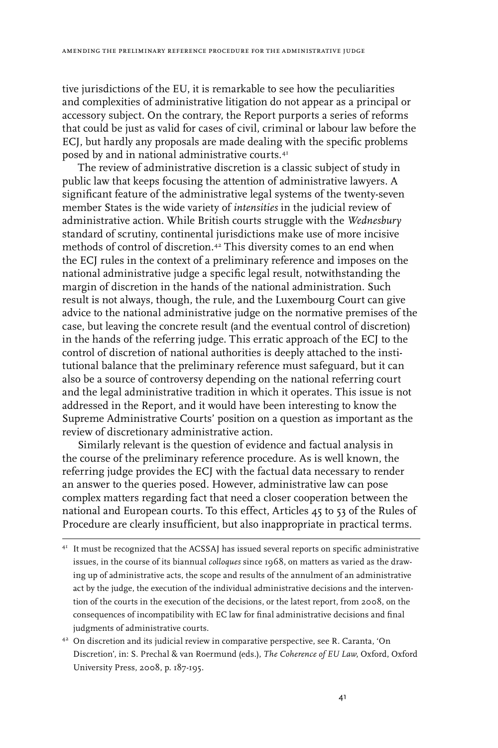tive jurisdictions of the EU, it is remarkable to see how the peculiarities and complexities of administrative litigation do not appear as a principal or accessory subject. On the contrary, the Report purports a series of reforms that could be just as valid for cases of civil, criminal or labour law before the ECJ, but hardly any proposals are made dealing with the specific problems posed by and in national administrative courts.[41]

The review of administrative discretion is a classic subject of study in public law that keeps focusing the attention of administrative lawyers. A significant feature of the administrative legal systems of the twenty-seven member States is the wide variety of *intensities* in the judicial review of administrative action. While British courts struggle with the *Wednesbury* standard of scrutiny, continental jurisdictions make use of more incisive methods of control of discretion.[42] This diversity comes to an end when the ECJ rules in the context of a preliminary reference and imposes on the national administrative judge a specific legal result, notwithstanding the margin of discretion in the hands of the national administration. Such result is not always, though, the rule, and the Luxembourg Court can give advice to the national administrative judge on the normative premises of the case, but leaving the concrete result (and the eventual control of discretion) in the hands of the referring judge. This erratic approach of the ECJ to the control of discretion of national authorities is deeply attached to the institutional balance that the preliminary reference must safeguard, but it can also be a source of controversy depending on the national referring court and the legal administrative tradition in which it operates. This issue is not addressed in the Report, and it would have been interesting to know the Supreme Administrative Courts' position on a question as important as the review of discretionary administrative action.

Similarly relevant is the question of evidence and factual analysis in the course of the preliminary reference procedure. As is well known, the referring judge provides the ECJ with the factual data necessary to render an answer to the queries posed. However, administrative law can pose complex matters regarding fact that need a closer cooperation between the national and European courts. To this effect, Articles 45 to 53 of the Rules of Procedure are clearly insufficient, but also inappropriate in practical terms.

---

[41] It must be recognized that the ACSSAJ has issued several reports on specific administrative issues, in the course of its biannual *colloques* since 1968, on matters as varied as the drawing up of administrative acts, the scope and results of the annulment of an administrative act by the judge, the execution of the individual administrative decisions and the intervention of the courts in the execution of the decisions, or the latest report, from 2008, on the consequences of incompatibility with EC law for final administrative decisions and final judgments of administrative courts.

[42] On discretion and its judicial review in comparative perspective, see R. Caranta, 'On Discretion', in: S. Prechal & van Roermund (eds.), *The Coherence of EU Law*, Oxford, Oxford University Press, 2008, p. 187-195.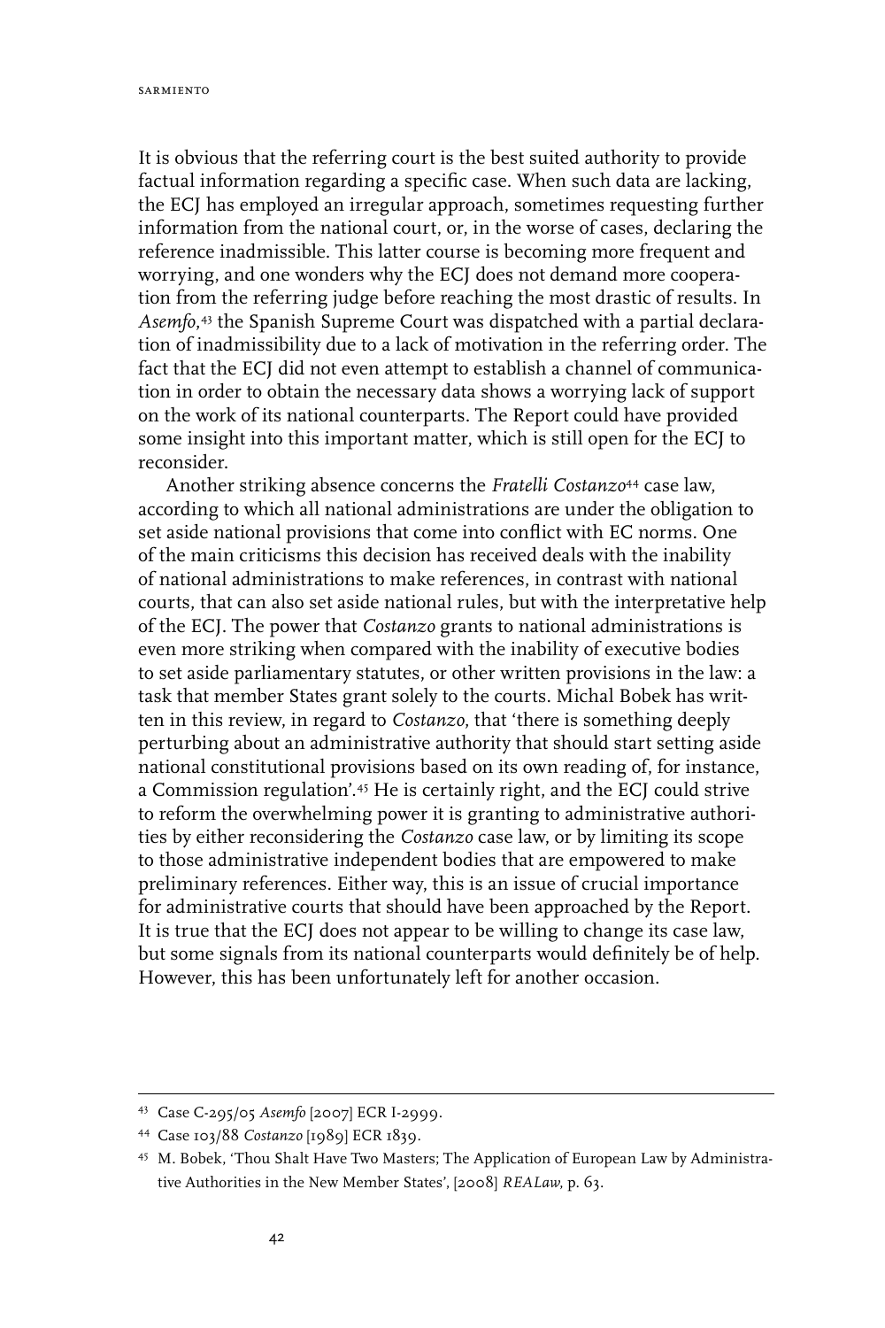It is obvious that the referring court is the best suited authority to provide factual information regarding a specific case. When such data are lacking, the ECJ has employed an irregular approach, sometimes requesting further information from the national court, or, in the worse of cases, declaring the reference inadmissible. This latter course is becoming more frequent and worrying, and one wonders why the ECJ does not demand more cooperation from the referring judge before reaching the most drastic of results. In *Asemfo*,[43] the Spanish Supreme Court was dispatched with a partial declaration of inadmissibility due to a lack of motivation in the referring order. The fact that the ECJ did not even attempt to establish a channel of communication in order to obtain the necessary data shows a worrying lack of support on the work of its national counterparts. The Report could have provided some insight into this important matter, which is still open for the ECJ to reconsider.

Another striking absence concerns the *Fratelli Costanzo*[44] case law, according to which all national administrations are under the obligation to set aside national provisions that come into conflict with EC norms. One of the main criticisms this decision has received deals with the inability of national administrations to make references, in contrast with national courts, that can also set aside national rules, but with the interpretative help of the ECJ. The power that *Costanzo* grants to national administrations is even more striking when compared with the inability of executive bodies to set aside parliamentary statutes, or other written provisions in the law: a task that member States grant solely to the courts. Michal Bobek has written in this review, in regard to *Costanzo*, that 'there is something deeply perturbing about an administrative authority that should start setting aside national constitutional provisions based on its own reading of, for instance, a Commission regulation'.[45] He is certainly right, and the ECJ could strive to reform the overwhelming power it is granting to administrative authorities by either reconsidering the *Costanzo* case law, or by limiting its scope to those administrative independent bodies that are empowered to make preliminary references. Either way, this is an issue of crucial importance for administrative courts that should have been approached by the Report. It is true that the ECJ does not appear to be willing to change its case law, but some signals from its national counterparts would definitely be of help. However, this has been unfortunately left for another occasion.

---

[43] Case C-295/05 *Asemfo* [2007] ECR I-2999.

[44] Case 103/88 *Costanzo* [1989] ECR 1839.

[45] M. Bobek, 'Thou Shalt Have Two Masters; The Application of European Law by Administrative Authorities in the New Member States', [2008] *REALaw*, p. 63.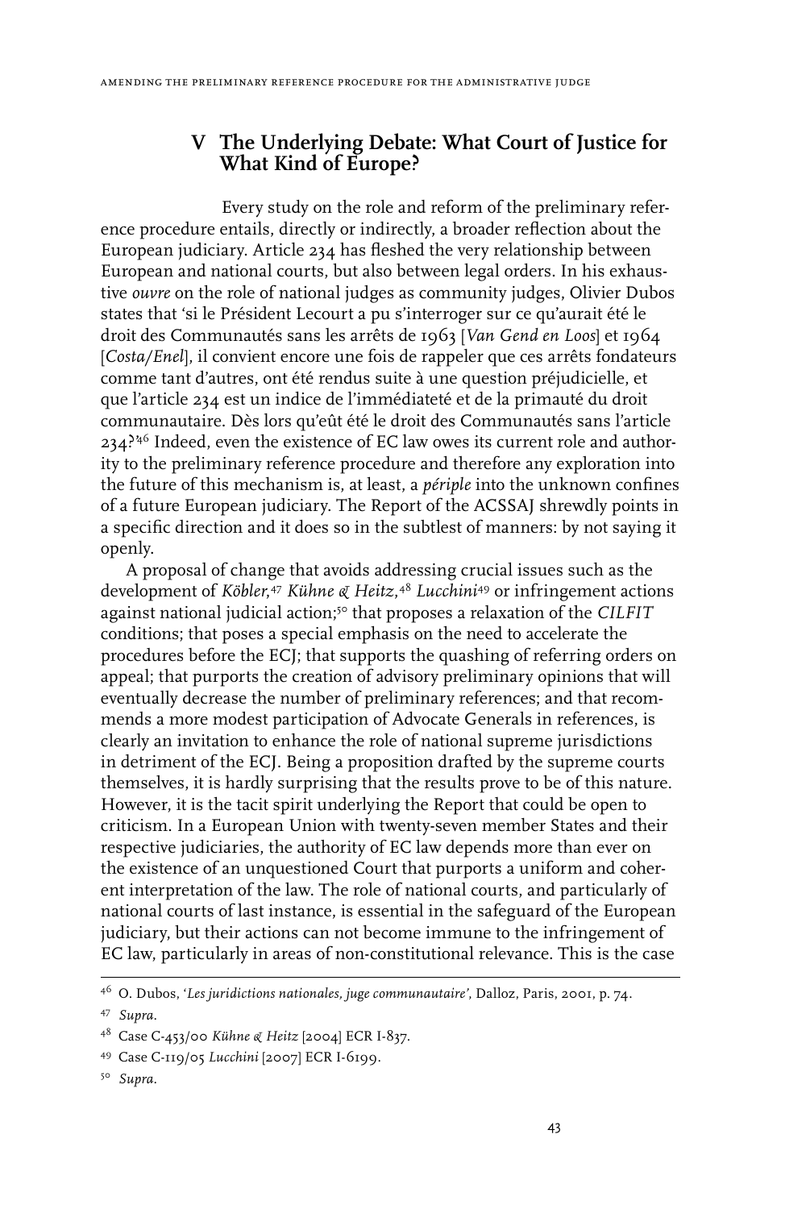## V The Underlying Debate: What Court of Justice for What Kind of Europe?

Every study on the role and reform of the preliminary reference procedure entails, directly or indirectly, a broader reflection about the European judiciary. Article 234 has fleshed the very relationship between European and national courts, but also between legal orders. In his exhaustive *ouvre* on the role of national judges as community judges, Olivier Dubos states that 'si le Président Lecourt a pu s'interroger sur ce qu'aurait été le droit des Communautés sans les arrêts de 1963 [*Van Gend en Loos*] et 1964 [*Costa/Enel*], il convient encore une fois de rappeler que ces arrêts fondateurs comme tant d'autres, ont été rendus suite à une question préjudicielle, et que l'article 234 est un indice de l'immédiateté et de la primauté du droit communautaire. Dès lors qu'eût été le droit des Communautés sans l'article 234?'[46] Indeed, even the existence of EC law owes its current role and authority to the preliminary reference procedure and therefore any exploration into the future of this mechanism is, at least, a *périple* into the unknown confines of a future European judiciary. The Report of the ACSSAJ shrewdly points in a specific direction and it does so in the subtlest of manners: by not saying it openly.

A proposal of change that avoids addressing crucial issues such as the development of *Köbler*,[47] *Kühne & Heitz*,[48] *Lucchini*[49] or infringement actions against national judicial action;[50] that proposes a relaxation of the *CILFIT* conditions; that poses a special emphasis on the need to accelerate the procedures before the ECJ; that supports the quashing of referring orders on appeal; that purports the creation of advisory preliminary opinions that will eventually decrease the number of preliminary references; and that recommends a more modest participation of Advocate Generals in references, is clearly an invitation to enhance the role of national supreme jurisdictions in detriment of the ECJ. Being a proposition drafted by the supreme courts themselves, it is hardly surprising that the results prove to be of this nature. However, it is the tacit spirit underlying the Report that could be open to criticism. In a European Union with twenty-seven member States and their respective judiciaries, the authority of EC law depends more than ever on the existence of an unquestioned Court that purports a uniform and coherent interpretation of the law. The role of national courts, and particularly of national courts of last instance, is essential in the safeguard of the European judiciary, but their actions can not become immune to the infringement of EC law, particularly in areas of non-constitutional relevance. This is the case

---

[46] O. Dubos, '*Les juridictions nationales, juge communautaire*', Dalloz, Paris, 2001, p. 74.

[47] *Supra*.

[48] Case C-453/00 *Kühne & Heitz* [2004] ECR I-837.

[49] Case C-119/05 *Lucchini* [2007] ECR I-6199.

[50] *Supra*.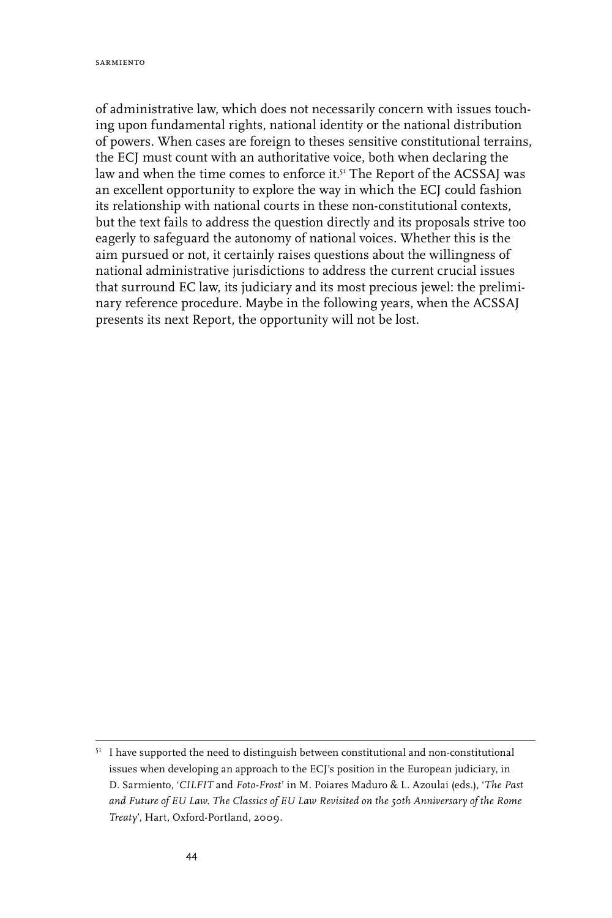of administrative law, which does not necessarily concern with issues touching upon fundamental rights, national identity or the national distribution of powers. When cases are foreign to theses sensitive constitutional terrains, the ECJ must count with an authoritative voice, both when declaring the law and when the time comes to enforce it.[51] The Report of the ACSSAJ was an excellent opportunity to explore the way in which the ECJ could fashion its relationship with national courts in these non-constitutional contexts, but the text fails to address the question directly and its proposals strive too eagerly to safeguard the autonomy of national voices. Whether this is the aim pursued or not, it certainly raises questions about the willingness of national administrative jurisdictions to address the current crucial issues that surround EC law, its judiciary and its most precious jewel: the preliminary reference procedure. Maybe in the following years, when the ACSSAJ presents its next Report, the opportunity will not be lost.

---

[51] I have supported the need to distinguish between constitutional and non-constitutional issues when developing an approach to the ECJ's position in the European judiciary, in D. Sarmiento, '*CILFIT* and *Foto-Frost*' in M. Poiares Maduro & L. Azoulai (eds.), '*The Past and Future of EU Law. The Classics of EU Law Revisited on the 50th Anniversary of the Rome Treaty*', Hart, Oxford-Portland, 2009.